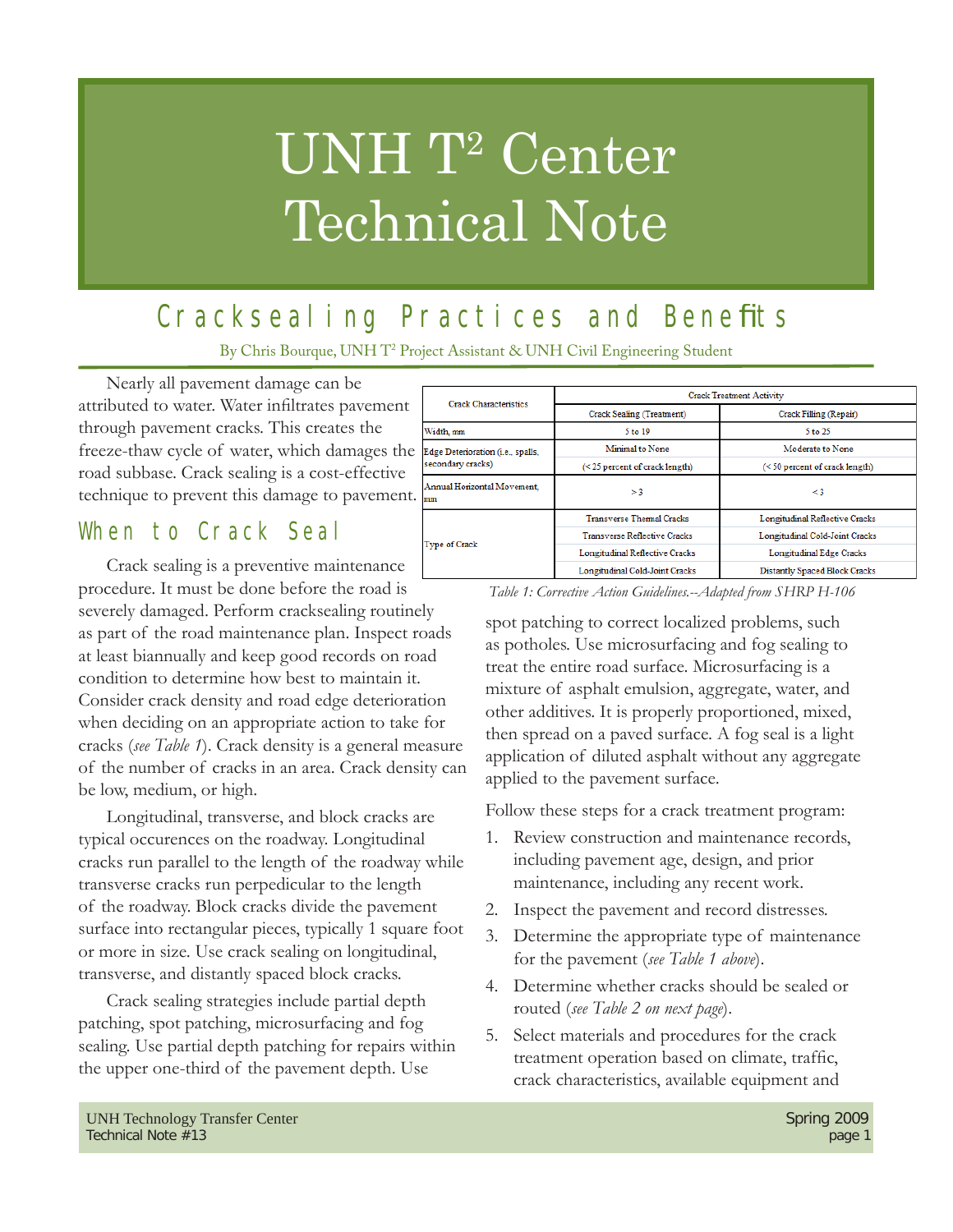# UNH T² Center Technical Note

## Cracksealing Practices and Benefits

By Chris Bourque, UNH T² Project Assistant & UNH Civil Engineering Student

Nearly all pavement damage can be attributed to water. Water infiltrates pavement through pavement cracks. This creates the freeze-thaw cycle of water, which damages the road subbase. Crack sealing is a cost-effective technique to prevent this damage to pavement.

### When to Crack Seal

Crack sealing is a preventive maintenance procedure. It must be done before the road is severely damaged. Perform cracksealing routinely as part of the road maintenance plan. Inspect roads at least biannually and keep good records on road condition to determine how best to maintain it. Consider crack density and road edge deterioration when deciding on an appropriate action to take for cracks (*see Table 1*). Crack density is a general measure of the number of cracks in an area. Crack density can be low, medium, or high.

Longitudinal, transverse, and block cracks are typical occurences on the roadway. Longitudinal cracks run parallel to the length of the roadway while transverse cracks run perpedicular to the length of the roadway. Block cracks divide the pavement surface into rectangular pieces, typically 1 square foot or more in size. Use crack sealing on longitudinal, transverse, and distantly spaced block cracks.

Crack sealing strategies include partial depth patching, spot patching, microsurfacing and fog sealing. Use partial depth patching for repairs within the upper one-third of the pavement depth. Use spot patching to correct localized problems, such as potholes. Use microsurfacing and fog sealing to treat the entire road surface. Microsurfacing is a mixture of asphalt emulsion, aggregate, water, and other additives. It is properly proportioned, mixed, then spread on a paved surface. A fog seal is a light application of diluted asphalt without any aggregate applied to the pavement surface.

| Crack Characteristics | Crack Treatment Activity | |
|---|---|---|
| | Crack Sealing (Treatment) | Crack Filling (Repair) |
| Width, mm | 5 to 19 | 5 to 25 |
| Edge Deterioration (i.e., spalls, secondary cracks) | Minimal to None (< 25 percent of crack length) | Moderate to None (< 50 percent of crack length) |
| Annual Horizontal Movement, mm | > 3 | < 3 |
| Type of Crack | Transverse Thermal Cracks | Longitudinal Reflective Cracks |
| | Transverse Reflective Cracks | Longitudinal Cold-Joint Cracks |
| | Longitudinal Reflective Cracks | Longitudinal Edge Cracks |
| | Longitudinal Cold-Joint Cracks | Distantly Spaced Block Cracks |

*Table 1: Corrective Action Guidelines.--Adapted from SHRP H-106*

Follow these steps for a crack treatment program:

1. Review construction and maintenance records, including pavement age, design, and prior maintenance, including any recent work.
2. Inspect the pavement and record distresses.
3. Determine the appropriate type of maintenance for the pavement (*see Table 1 above*).
4. Determine whether cracks should be sealed or routed (*see Table 2 on next page*).
5. Select materials and procedures for the crack treatment operation based on climate, traffic, crack characteristics, available equipment and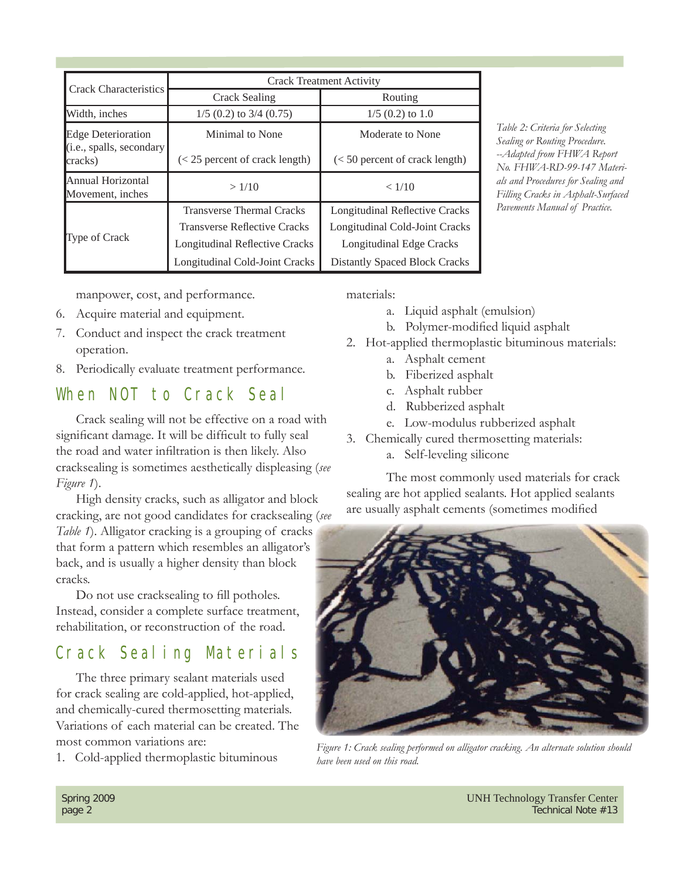| Crack Characteristics | Crack Treatment Activity | |
|---|---|---|
| | Crack Sealing | Routing |
| Width, inches | 1/5 (0.2) to 3/4 (0.75) | 1/5 (0.2) to 1.0 |
| Edge Deterioration (i.e., spalls, secondary cracks) | Minimal to None (< 25 percent of crack length) | Moderate to None (< 50 percent of crack length) |
| Annual Horizontal Movement, inches | > 1/10 | < 1/10 |
| Type of Crack | Transverse Thermal Cracks<br>Transverse Reflective Cracks<br>Longitudinal Reflective Cracks<br>Longitudinal Cold-Joint Cracks | Longitudinal Reflective Cracks<br>Longitudinal Cold-Joint Cracks<br>Longitudinal Edge Cracks<br>Distantly Spaced Block Cracks |

*Table 2: Criteria for Selecting Sealing or Routing Procedure. --Adapted from FHWA Report No. FHWA-RD-99-147 Materials and Procedures for Sealing and Filling Cracks in Asphalt-Surfaced Pavements Manual of Practice.*

manpower, cost, and performance.

6. Acquire material and equipment.
7. Conduct and inspect the crack treatment operation.
8. Periodically evaluate treatment performance.

## When NOT to Crack Seal

Crack sealing will not be effective on a road with significant damage. It will be difficult to fully seal the road and water infiltration is then likely. Also cracksealing is sometimes aesthetically displeasing (*see Figure 1*).

High density cracks, such as alligator and block cracking, are not good candidates for cracksealing (*see Table 1*). Alligator cracking is a grouping of cracks that form a pattern which resembles an alligator's back, and is usually a higher density than block cracks.

Do not use cracksealing to fill potholes. Instead, consider a complete surface treatment, rehabilitation, or reconstruction of the road.

## Crack Sealing Materials

The three primary sealant materials used for crack sealing are cold-applied, hot-applied, and chemically-cured thermosetting materials. Variations of each material can be created. The most common variations are:

1. Cold-applied thermoplastic bituminous materials:
   a. Liquid asphalt (emulsion)
   b. Polymer-modified liquid asphalt
2. Hot-applied thermoplastic bituminous materials:
   a. Asphalt cement
   b. Fiberized asphalt
   c. Asphalt rubber
   d. Rubberized asphalt
   e. Low-modulus rubberized asphalt
3. Chemically cured thermosetting materials:
   a. Self-leveling silicone

The most commonly used materials for crack sealing are hot applied sealants. Hot applied sealants are usually asphalt cements (sometimes modified

*Figure 1: Crack sealing performed on alligator cracking. An alternate solution should have been used on this road.*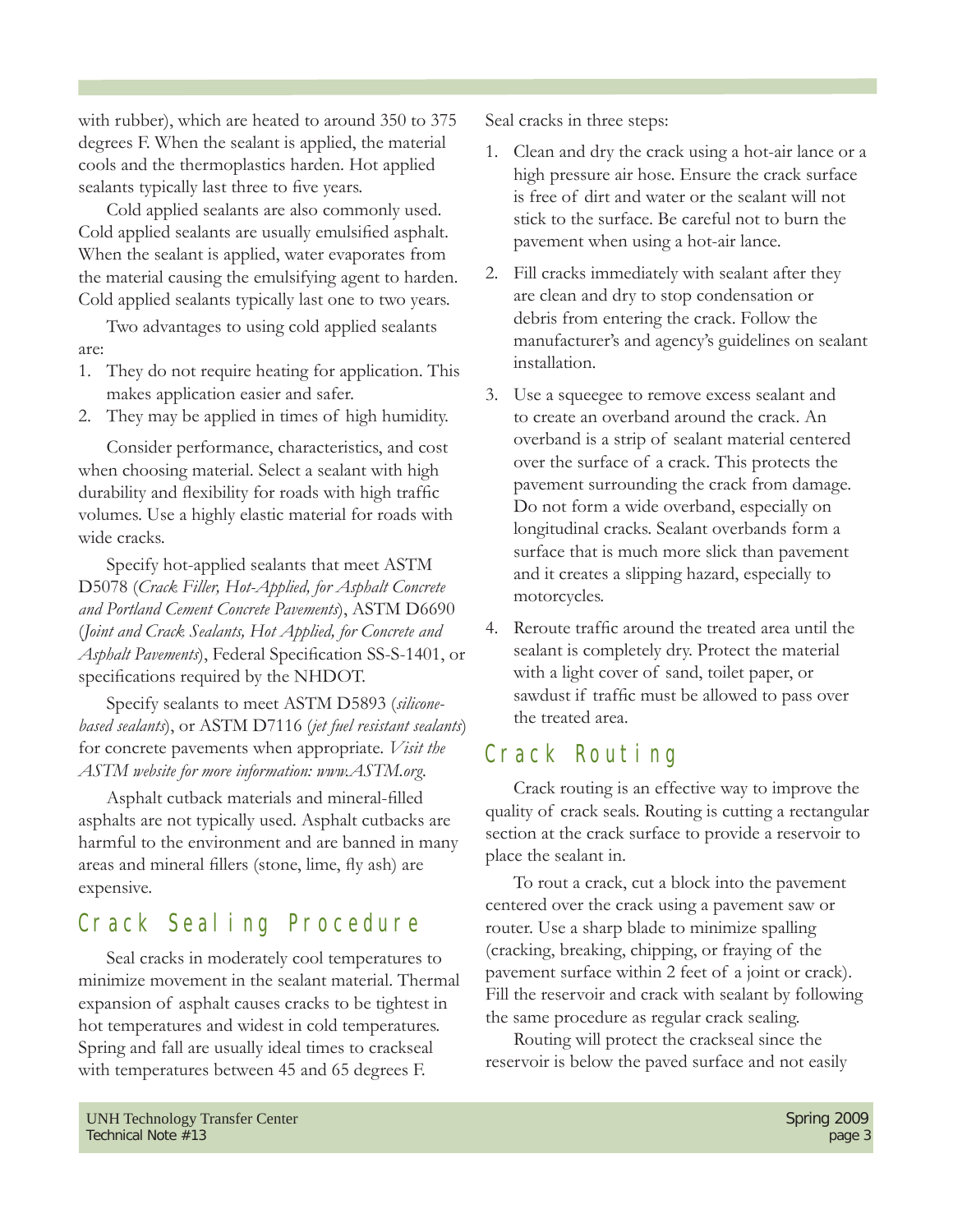with rubber), which are heated to around 350 to 375 degrees F. When the sealant is applied, the material cools and the thermoplastics harden. Hot applied sealants typically last three to five years.

Cold applied sealants are also commonly used. Cold applied sealants are usually emulsified asphalt. When the sealant is applied, water evaporates from the material causing the emulsifying agent to harden. Cold applied sealants typically last one to two years.

Two advantages to using cold applied sealants are:

1. They do not require heating for application. This makes application easier and safer.
2. They may be applied in times of high humidity.

Consider performance, characteristics, and cost when choosing material. Select a sealant with high durability and flexibility for roads with high traffic volumes. Use a highly elastic material for roads with wide cracks.

Specify hot-applied sealants that meet ASTM D5078 (*Crack Filler, Hot-Applied, for Asphalt Concrete and Portland Cement Concrete Pavements*), ASTM D6690 (*Joint and Crack Sealants, Hot Applied, for Concrete and Asphalt Pavements*), Federal Specification SS-S-1401, or specifications required by the NHDOT.

Specify sealants to meet ASTM D5893 (*silicone-based sealants*), or ASTM D7116 (*jet fuel resistant sealants*) for concrete pavements when appropriate. *Visit the ASTM website for more information: www.ASTM.org.*

Asphalt cutback materials and mineral-filled asphalts are not typically used. Asphalt cutbacks are harmful to the environment and are banned in many areas and mineral fillers (stone, lime, fly ash) are expensive.

## Crack Sealing Procedure

Seal cracks in moderately cool temperatures to minimize movement in the sealant material. Thermal expansion of asphalt causes cracks to be tightest in hot temperatures and widest in cold temperatures. Spring and fall are usually ideal times to crackseal with temperatures between 45 and 65 degrees F.

Seal cracks in three steps:

1. Clean and dry the crack using a hot-air lance or a high pressure air hose. Ensure the crack surface is free of dirt and water or the sealant will not stick to the surface. Be careful not to burn the pavement when using a hot-air lance.
2. Fill cracks immediately with sealant after they are clean and dry to stop condensation or debris from entering the crack. Follow the manufacturer's and agency's guidelines on sealant installation.
3. Use a squeegee to remove excess sealant and to create an overband around the crack. An overband is a strip of sealant material centered over the surface of a crack. This protects the pavement surrounding the crack from damage. Do not form a wide overband, especially on longitudinal cracks. Sealant overbands form a surface that is much more slick than pavement and it creates a slipping hazard, especially to motorcycles.
4. Reroute traffic around the treated area until the sealant is completely dry. Protect the material with a light cover of sand, toilet paper, or sawdust if traffic must be allowed to pass over the treated area.

## Crack Routing

Crack routing is an effective way to improve the quality of crack seals. Routing is cutting a rectangular section at the crack surface to provide a reservoir to place the sealant in.

To rout a crack, cut a block into the pavement centered over the crack using a pavement saw or router. Use a sharp blade to minimize spalling (cracking, breaking, chipping, or fraying of the pavement surface within 2 feet of a joint or crack). Fill the reservoir and crack with sealant by following the same procedure as regular crack sealing.

Routing will protect the crackseal since the reservoir is below the paved surface and not easily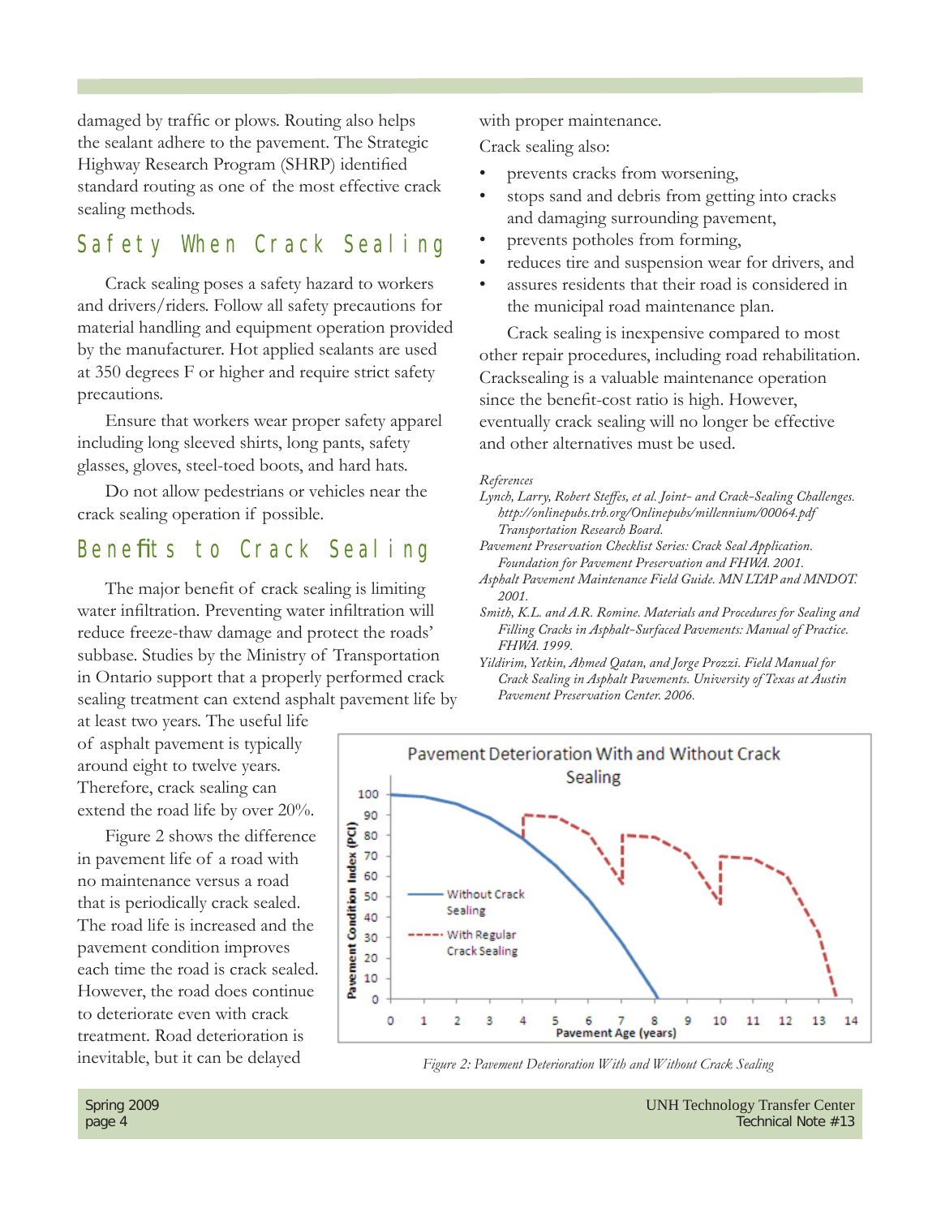damaged by traffic or plows. Routing also helps the sealant adhere to the pavement. The Strategic Highway Research Program (SHRP) identified standard routing as one of the most effective crack sealing methods.

## Safety When Crack Sealing

Crack sealing poses a safety hazard to workers and drivers/riders. Follow all safety precautions for material handling and equipment operation provided by the manufacturer. Hot applied sealants are used at 350 degrees F or higher and require strict safety precautions.

Ensure that workers wear proper safety apparel including long sleeved shirts, long pants, safety glasses, gloves, steel-toed boots, and hard hats.

Do not allow pedestrians or vehicles near the crack sealing operation if possible.

## Benefits to Crack Sealing

The major benefit of crack sealing is limiting water infiltration. Preventing water infiltration will reduce freeze-thaw damage and protect the roads' subbase. Studies by the Ministry of Transportation in Ontario support that a properly performed crack sealing treatment can extend asphalt pavement life by at least two years. The useful life of asphalt pavement is typically around eight to twelve years. Therefore, crack sealing can extend the road life by over 20%.

Figure 2 shows the difference in pavement life of a road with no maintenance versus a road that is periodically crack sealed. The road life is increased and the pavement condition improves each time the road is crack sealed. However, the road does continue to deteriorate even with crack treatment. Road deterioration is inevitable, but it can be delayed with proper maintenance.

Crack sealing also:

- prevents cracks from worsening,
- stops sand and debris from getting into cracks and damaging surrounding pavement,
- prevents potholes from forming,
- reduces tire and suspension wear for drivers, and
- assures residents that their road is considered in the municipal road maintenance plan.

Crack sealing is inexpensive compared to most other repair procedures, including road rehabilitation. Cracksealing is a valuable maintenance operation since the benefit-cost ratio is high. However, eventually crack sealing will no longer be effective and other alternatives must be used.

*References*

*Lynch, Larry, Robert Steffes, et al. Joint- and Crack-Sealing Challenges. http://onlinepubs.trb.org/Onlinepubs/millennium/00064.pdf Transportation Research Board.*

*Pavement Preservation Checklist Series: Crack Seal Application. Foundation for Pavement Preservation and FHWA. 2001.*

*Asphalt Pavement Maintenance Field Guide. MN LTAP and MNDOT. 2001.*

*Smith, K.L. and A.R. Romine. Materials and Procedures for Sealing and Filling Cracks in Asphalt-Surfaced Pavements: Manual of Practice. FHWA. 1999.*

*Yildirim, Yetkin, Ahmed Qatan, and Jorge Prozzi. Field Manual for Crack Sealing in Asphalt Pavements. University of Texas at Austin Pavement Preservation Center. 2006.*

Pavement Deterioration With and Without Crack Sealing

Pavement Condition Index (PCI)

100
90
80
70
60
50
40
30
20
10
0

Without Crack Sealing

With Regular Crack Sealing

0 1 2 3 4 5 6 7 8 9 10 11 12 13 14

Pavement Age (years)

*Figure 2: Pavement Deterioration With and Without Crack Sealing*